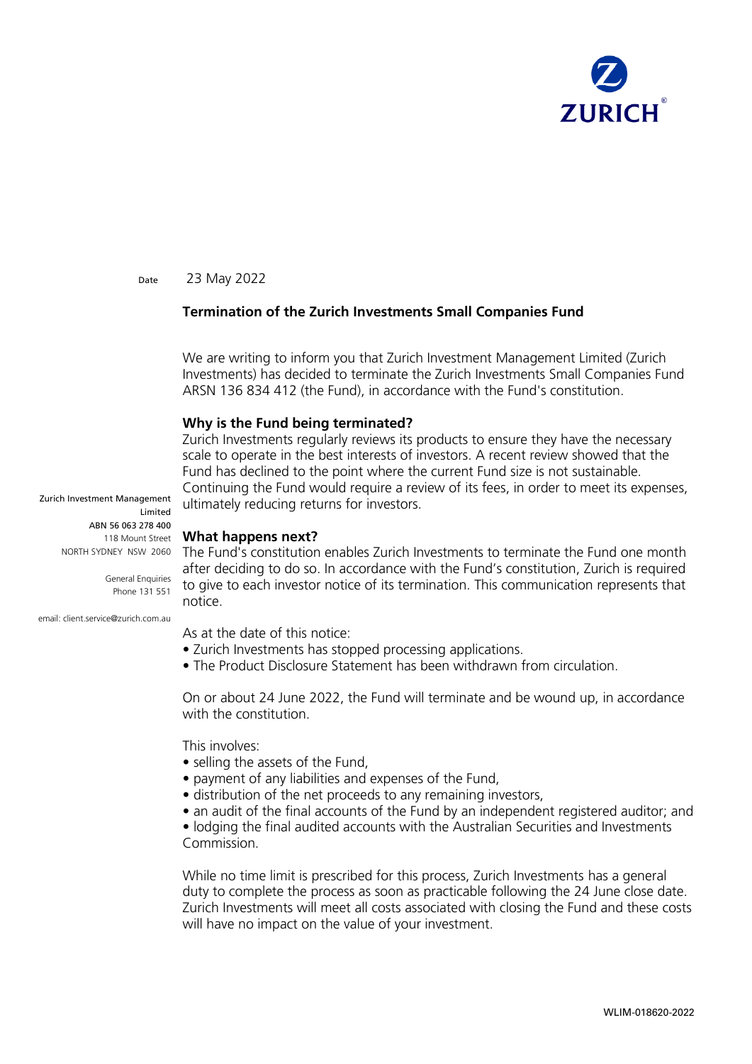ZURICH

Date 23 May 2022

## Termination of the Zurich Investments Small Companies Fund

We are writing to inform you that Zurich Investment Management Limited (Zurich Investments) has decided to terminate the Zurich Investments Small Companies Fund ARSN 136 834 412 (the Fund), in accordance with the Fund's constitution.

### Why is the Fund being terminated?

Zurich Investments regularly reviews its products to ensure they have the necessary scale to operate in the best interests of investors. A recent review showed that the Fund has declined to the point where the current Fund size is not sustainable. Continuing the Fund would require a review of its fees, in order to meet its expenses, ultimately reducing returns for investors.

### What happens next?

The Fund's constitution enables Zurich Investments to terminate the Fund one month after deciding to do so. In accordance with the Fund's constitution, Zurich is required to give to each investor notice of its termination. This communication represents that notice.

As at the date of this notice:

- Zurich Investments has stopped processing applications.
- The Product Disclosure Statement has been withdrawn from circulation.

On or about 24 June 2022, the Fund will terminate and be wound up, in accordance with the constitution.

This involves:

- selling the assets of the Fund,
- payment of any liabilities and expenses of the Fund,
- distribution of the net proceeds to any remaining investors,
- an audit of the final accounts of the Fund by an independent registered auditor; and
- lodging the final audited accounts with the Australian Securities and Investments Commission.

While no time limit is prescribed for this process, Zurich Investments has a general duty to complete the process as soon as practicable following the 24 June close date. Zurich Investments will meet all costs associated with closing the Fund and these costs will have no impact on the value of your investment.

Zurich Investment Management Limited
ABN 56 063 278 400
118 Mount Street
NORTH SYDNEY NSW 2060

General Enquiries
Phone 131 551

email: client.service@zurich.com.au

WLIM-018620-2022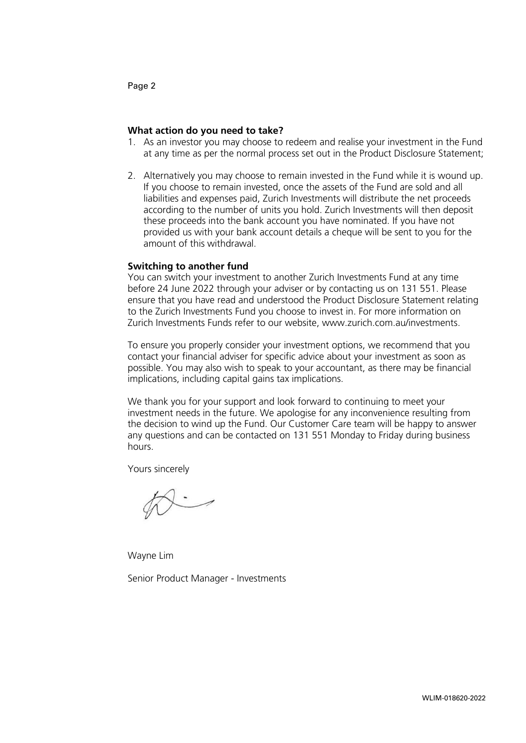**What action do you need to take?**

1. As an investor you may choose to redeem and realise your investment in the Fund at any time as per the normal process set out in the Product Disclosure Statement;

2. Alternatively you may choose to remain invested in the Fund while it is wound up. If you choose to remain invested, once the assets of the Fund are sold and all liabilities and expenses paid, Zurich Investments will distribute the net proceeds according to the number of units you hold. Zurich Investments will then deposit these proceeds into the bank account you have nominated. If you have not provided us with your bank account details a cheque will be sent to you for the amount of this withdrawal.

**Switching to another fund**

You can switch your investment to another Zurich Investments Fund at any time before 24 June 2022 through your adviser or by contacting us on 131 551. Please ensure that you have read and understood the Product Disclosure Statement relating to the Zurich Investments Fund you choose to invest in. For more information on Zurich Investments Funds refer to our website, www.zurich.com.au/investments.

To ensure you properly consider your investment options, we recommend that you contact your financial adviser for specific advice about your investment as soon as possible. You may also wish to speak to your accountant, as there may be financial implications, including capital gains tax implications.

We thank you for your support and look forward to continuing to meet your investment needs in the future. We apologise for any inconvenience resulting from the decision to wind up the Fund. Our Customer Care team will be happy to answer any questions and can be contacted on 131 551 Monday to Friday during business hours.

Yours sincerely

Wayne Lim

Senior Product Manager - Investments

WLIM-018620-2022